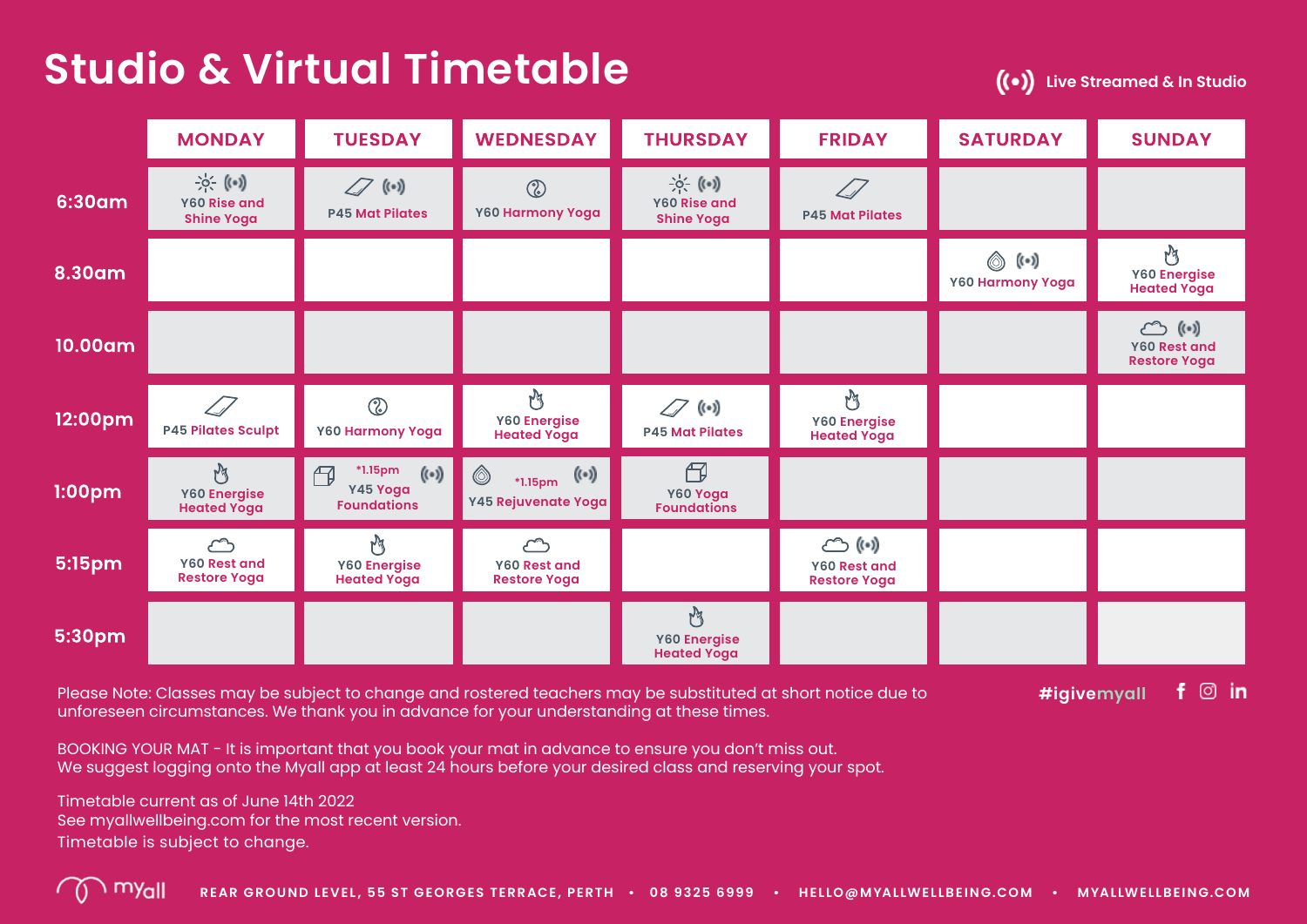# Studio & Virtual Timetable

((•)) Live Streamed & In Studio

| | MONDAY | TUESDAY | WEDNESDAY | THURSDAY | FRIDAY | SATURDAY | SUNDAY |
|---|---|---|---|---|---|---|---|
| 6:30am | ((•)) Y60 Rise and Shine Yoga | ((•)) P45 Mat Pilates | Y60 Harmony Yoga | ((•)) Y60 Rise and Shine Yoga | P45 Mat Pilates | | |
| 8.30am | | | | | | ((•)) Y60 Harmony Yoga | Y60 Energise Heated Yoga |
| 10.00am | | | | | | | ((•)) Y60 Rest and Restore Yoga |
| 12:00pm | P45 Pilates Sculpt | Y60 Harmony Yoga | Y60 Energise Heated Yoga | ((•)) P45 Mat Pilates | Y60 Energise Heated Yoga | | |
| 1:00pm | Y60 Energise Heated Yoga | ((•)) *1.15pm Y45 Yoga Foundations | ((•)) *1.15pm Y45 Rejuvenate Yoga | Y60 Yoga Foundations | | | |
| 5:15pm | Y60 Rest and Restore Yoga | Y60 Energise Heated Yoga | Y60 Rest and Restore Yoga | | ((•)) Y60 Rest and Restore Yoga | | |
| 5:30pm | | | | Y60 Energise Heated Yoga | | | |

Please Note: Classes may be subject to change and rostered teachers may be substituted at short notice due to unforeseen circumstances. We thank you in advance for your understanding at these times.

BOOKING YOUR MAT - It is important that you book your mat in advance to ensure you don't miss out. We suggest logging onto the Myall app at least 24 hours before your desired class and reserving your spot.

Timetable current as of June 14th 2022
See myallwellbeing.com for the most recent version.
Timetable is subject to change.

#igivemyall

myall REAR GROUND LEVEL, 55 ST GEORGES TERRACE, PERTH • 08 9325 6999 • HELLO@MYALLWELLBEING.COM • MYALLWELLBEING.COM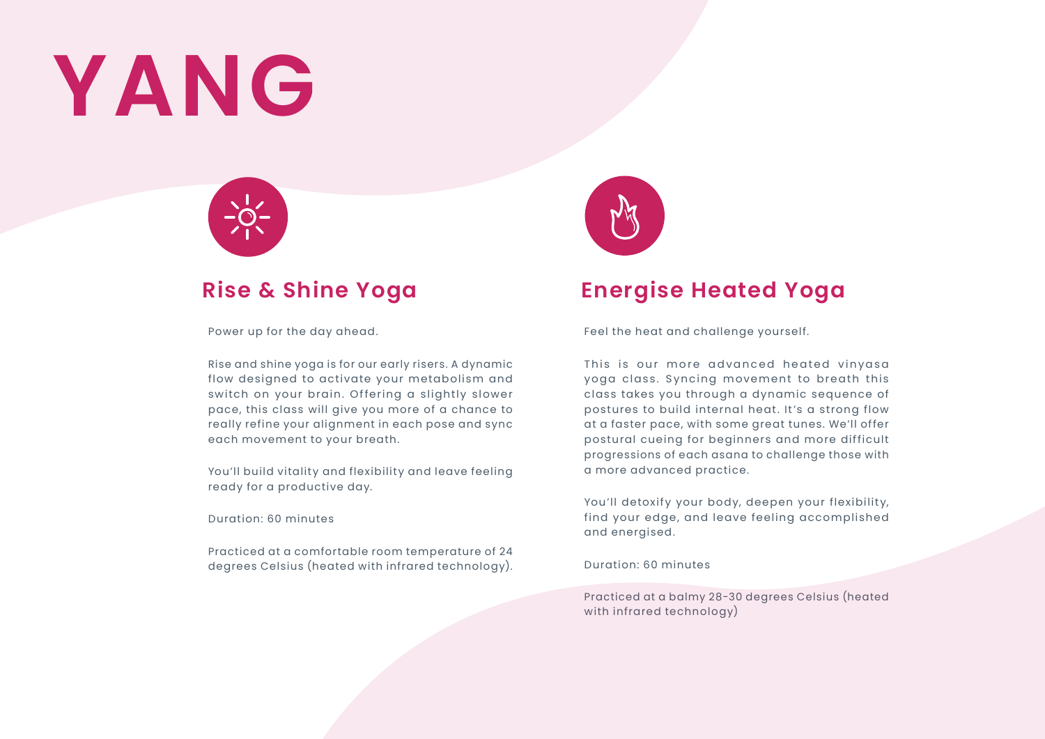# YANG

## Rise & Shine Yoga

Power up for the day ahead.

Rise and shine yoga is for our early risers. A dynamic flow designed to activate your metabolism and switch on your brain. Offering a slightly slower pace, this class will give you more of a chance to really refine your alignment in each pose and sync each movement to your breath.

You'll build vitality and flexibility and leave feeling ready for a productive day.

Duration: 60 minutes

Practiced at a comfortable room temperature of 24 degrees Celsius (heated with infrared technology).

## Energise Heated Yoga

Feel the heat and challenge yourself.

This is our more advanced heated vinyasa yoga class. Syncing movement to breath this class takes you through a dynamic sequence of postures to build internal heat. It's a strong flow at a faster pace, with some great tunes. We'll offer postural cueing for beginners and more difficult progressions of each asana to challenge those with a more advanced practice.

You'll detoxify your body, deepen your flexibility, find your edge, and leave feeling accomplished and energised.

Duration: 60 minutes

Practiced at a balmy 28-30 degrees Celsius (heated with infrared technology)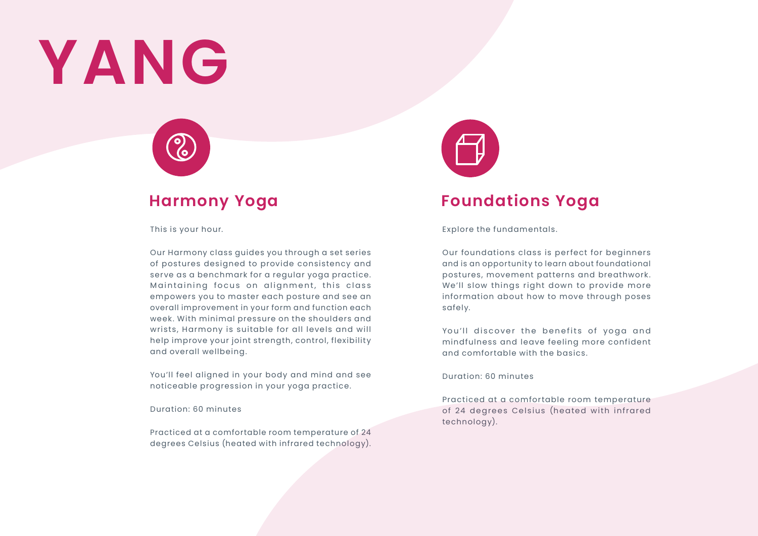# YANG

## Harmony Yoga

This is your hour.

Our Harmony class guides you through a set series of postures designed to provide consistency and serve as a benchmark for a regular yoga practice. Maintaining focus on alignment, this class empowers you to master each posture and see an overall improvement in your form and function each week. With minimal pressure on the shoulders and wrists, Harmony is suitable for all levels and will help improve your joint strength, control, flexibility and overall wellbeing.

You'll feel aligned in your body and mind and see noticeable progression in your yoga practice.

Duration: 60 minutes

Practiced at a comfortable room temperature of 24 degrees Celsius (heated with infrared technology).

## Foundations Yoga

Explore the fundamentals.

Our foundations class is perfect for beginners and is an opportunity to learn about foundational postures, movement patterns and breathwork. We'll slow things right down to provide more information about how to move through poses safely.

You'll discover the benefits of yoga and mindfulness and leave feeling more confident and comfortable with the basics.

Duration: 60 minutes

Practiced at a comfortable room temperature of 24 degrees Celsius (heated with infrared technology).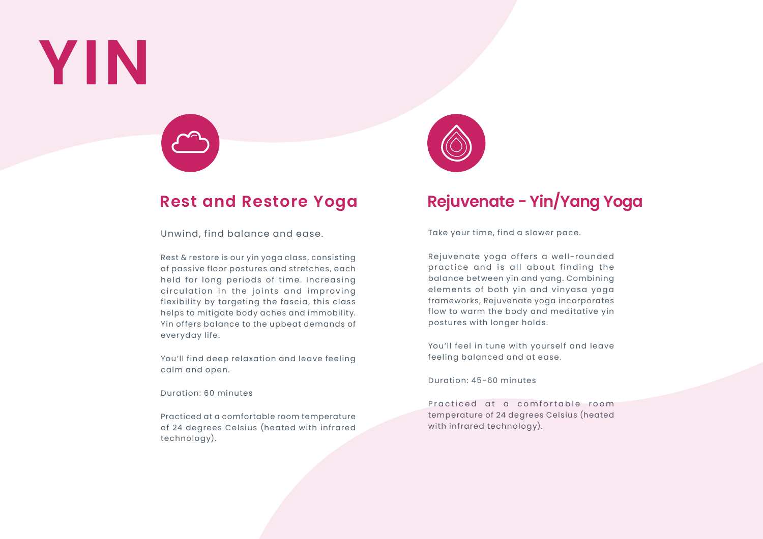# YIN

## Rest and Restore Yoga

Unwind, find balance and ease.

Rest & restore is our yin yoga class, consisting of passive floor postures and stretches, each held for long periods of time. Increasing circulation in the joints and improving flexibility by targeting the fascia, this class helps to mitigate body aches and immobility. Yin offers balance to the upbeat demands of everyday life.

You'll find deep relaxation and leave feeling calm and open.

Duration: 60 minutes

Practiced at a comfortable room temperature of 24 degrees Celsius (heated with infrared technology).

## Rejuvenate - Yin/Yang Yoga

Take your time, find a slower pace.

Rejuvenate yoga offers a well-rounded practice and is all about finding the balance between yin and yang. Combining elements of both yin and vinyasa yoga frameworks, Rejuvenate yoga incorporates flow to warm the body and meditative yin postures with longer holds.

You'll feel in tune with yourself and leave feeling balanced and at ease.

Duration: 45-60 minutes

Practiced at a comfortable room temperature of 24 degrees Celsius (heated with infrared technology).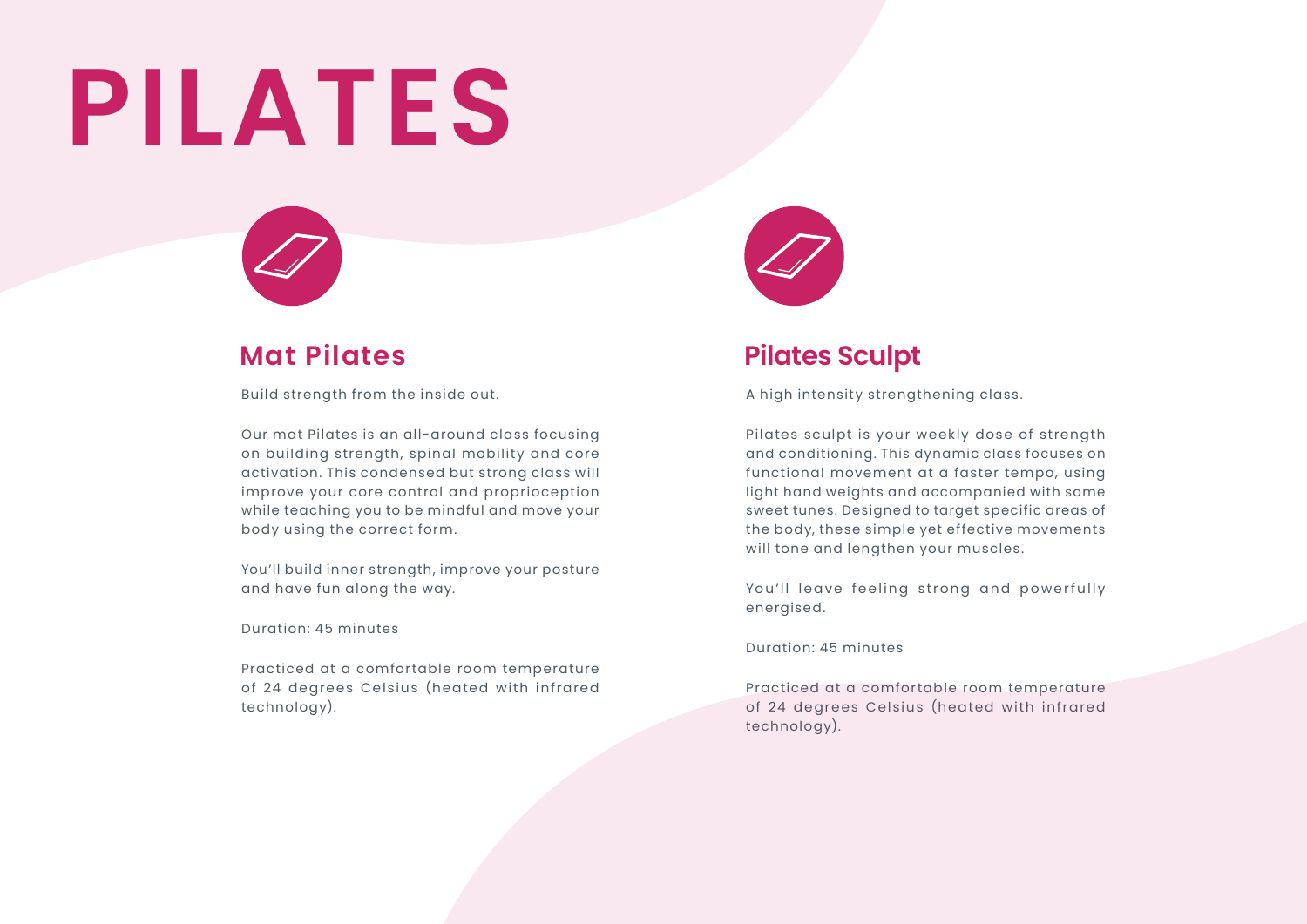# PILATES

## Mat Pilates

Build strength from the inside out.

Our mat Pilates is an all-around class focusing on building strength, spinal mobility and core activation. This condensed but strong class will improve your core control and proprioception while teaching you to be mindful and move your body using the correct form.

You'll build inner strength, improve your posture and have fun along the way.

Duration: 45 minutes

Practiced at a comfortable room temperature of 24 degrees Celsius (heated with infrared technology).

## Pilates Sculpt

A high intensity strengthening class.

Pilates sculpt is your weekly dose of strength and conditioning. This dynamic class focuses on functional movement at a faster tempo, using light hand weights and accompanied with some sweet tunes. Designed to target specific areas of the body, these simple yet effective movements will tone and lengthen your muscles.

You'll leave feeling strong and powerfully energised.

Duration: 45 minutes

Practiced at a comfortable room temperature of 24 degrees Celsius (heated with infrared technology).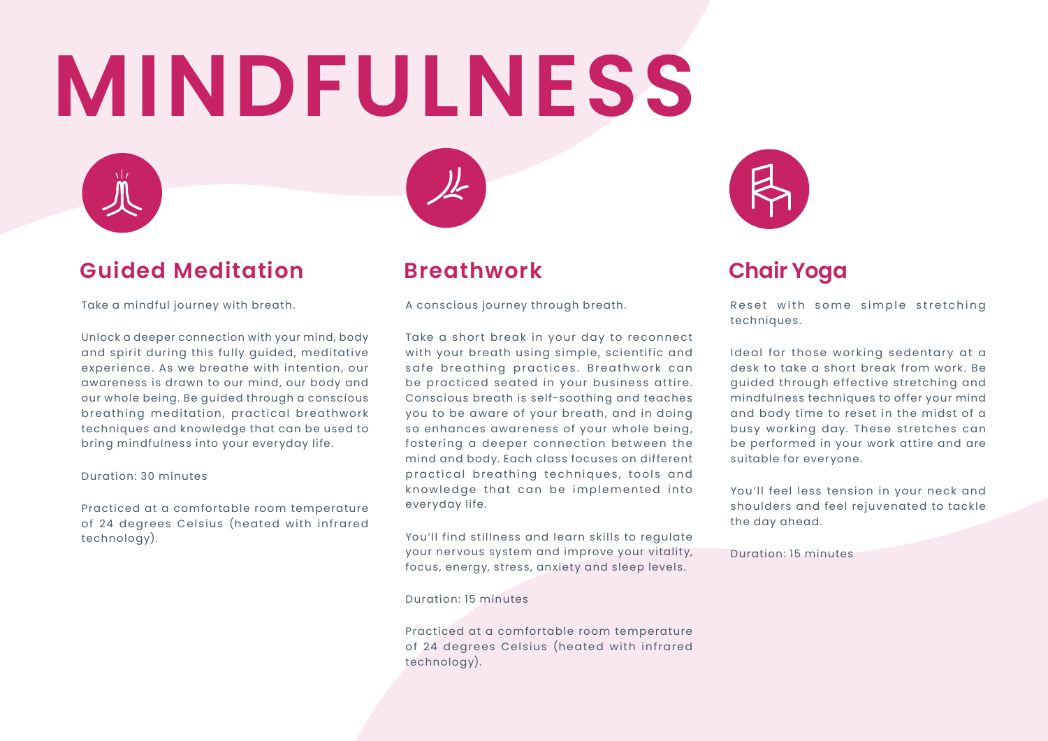# MINDFULNESS

## Guided Meditation

Take a mindful journey with breath.

Unlock a deeper connection with your mind, body and spirit during this fully guided, meditative experience. As we breathe with intention, our awareness is drawn to our mind, our body and our whole being. Be guided through a conscious breathing meditation, practical breathwork techniques and knowledge that can be used to bring mindfulness into your everyday life.

Duration: 30 minutes

Practiced at a comfortable room temperature of 24 degrees Celsius (heated with infrared technology).

## Breathwork

A conscious journey through breath.

Take a short break in your day to reconnect with your breath using simple, scientific and safe breathing practices. Breathwork can be practiced seated in your business attire. Conscious breath is self-soothing and teaches you to be aware of your breath, and in doing so enhances awareness of your whole being, fostering a deeper connection between the mind and body. Each class focuses on different practical breathing techniques, tools and knowledge that can be implemented into everyday life.

You'll find stillness and learn skills to regulate your nervous system and improve your vitality, focus, energy, stress, anxiety and sleep levels.

Duration: 15 minutes

Practiced at a comfortable room temperature of 24 degrees Celsius (heated with infrared technology).

## Chair Yoga

Reset with some simple stretching techniques.

Ideal for those working sedentary at a desk to take a short break from work. Be guided through effective stretching and mindfulness techniques to offer your mind and body time to reset in the midst of a busy working day. These stretches can be performed in your work attire and are suitable for everyone.

You'll feel less tension in your neck and shoulders and feel rejuvenated to tackle the day ahead.

Duration: 15 minutes